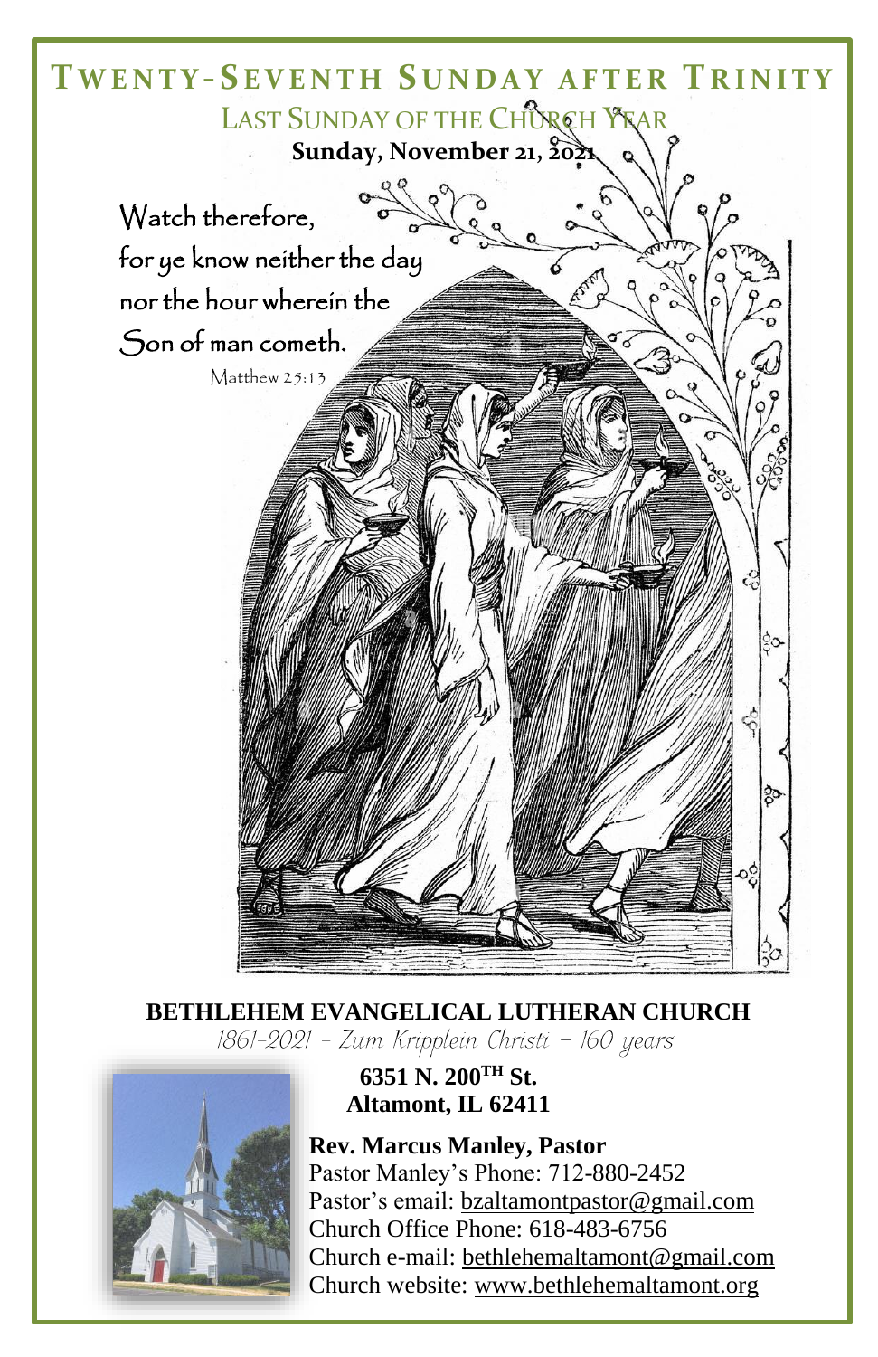# Twenty-Seventh Sunday after Trinity

## Last Sunday of the Church Year

**Sunday, November 21, 2021**

Watch therefore,
for ye know neither the day
nor the hour wherein the
Son of man cometh.

Matthew 25:13

**BETHLEHEM EVANGELICAL LUTHERAN CHURCH**

*1861-2021 – Zum Kripplein Christi – 160 years*

**6351 N. 200TH St.**
**Altamont, IL 62411**

**Rev. Marcus Manley, Pastor**
Pastor Manley's Phone: 712-880-2452
Pastor's email: bzaltamontpastor@gmail.com
Church Office Phone: 618-483-6756
Church e-mail: bethlehemaltamont@gmail.com
Church website: www.bethlehemaltamont.org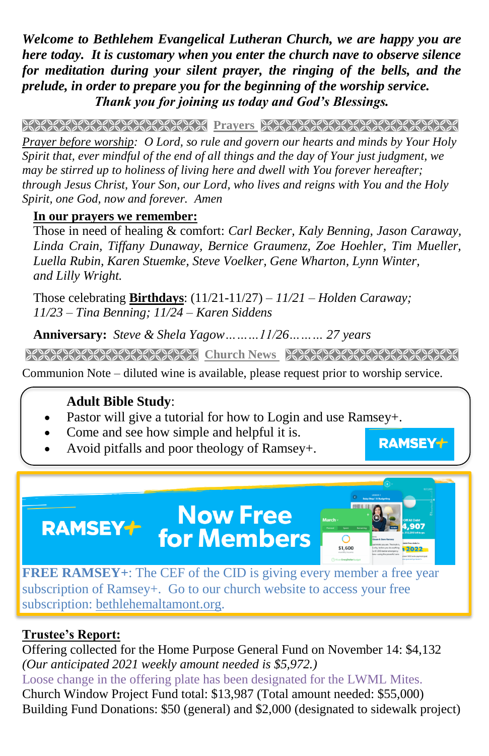***Welcome to Bethlehem Evangelical Lutheran Church, we are happy you are here today. It is customary when you enter the church nave to observe silence for meditation during your silent prayer, the ringing of the bells, and the prelude, in order to prepare you for the beginning of the worship service.***
***Thank you for joining us today and God's Blessings.***

## Prayers

*Prayer before worship: O Lord, so rule and govern our hearts and minds by Your Holy Spirit that, ever mindful of the end of all things and the day of Your just judgment, we may be stirred up to holiness of living here and dwell with You forever hereafter; through Jesus Christ, Your Son, our Lord, who lives and reigns with You and the Holy Spirit, one God, now and forever. Amen*

**In our prayers we remember:**

Those in need of healing & comfort: *Carl Becker, Kaly Benning, Jason Caraway, Linda Crain, Tiffany Dunaway, Bernice Graumenz, Zoe Hoehler, Tim Mueller, Luella Rubin, Karen Stuemke, Steve Voelker, Gene Wharton, Lynn Winter, and Lilly Wright.*

Those celebrating **Birthdays**: (11/21-11/27) – *11/21 – Holden Caraway; 11/23 – Tina Benning; 11/24 – Karen Siddens*

**Anniversary:** *Steve & Shela Yagow………11/26……… 27 years*

## Church News

Communion Note – diluted wine is available, please request prior to worship service.

**Adult Bible Study**:

- Pastor will give a tutorial for how to Login and use Ramsey+.
- Come and see how simple and helpful it is.
- Avoid pitfalls and poor theology of Ramsey+.

RAMSEY+

RAMSEY+ Now Free for Members

**FREE RAMSEY+**: The CEF of the CID is giving every member a free year subscription of Ramsey+. Go to our church website to access your free subscription: bethlehemaltamont.org.

**Trustee's Report:**

Offering collected for the Home Purpose General Fund on November 14: $4,132
*(Our anticipated 2021 weekly amount needed is $5,972.)*
Loose change in the offering plate has been designated for the LWML Mites.
Church Window Project Fund total: $13,987 (Total amount needed: $55,000)
Building Fund Donations: $50 (general) and $2,000 (designated to sidewalk project)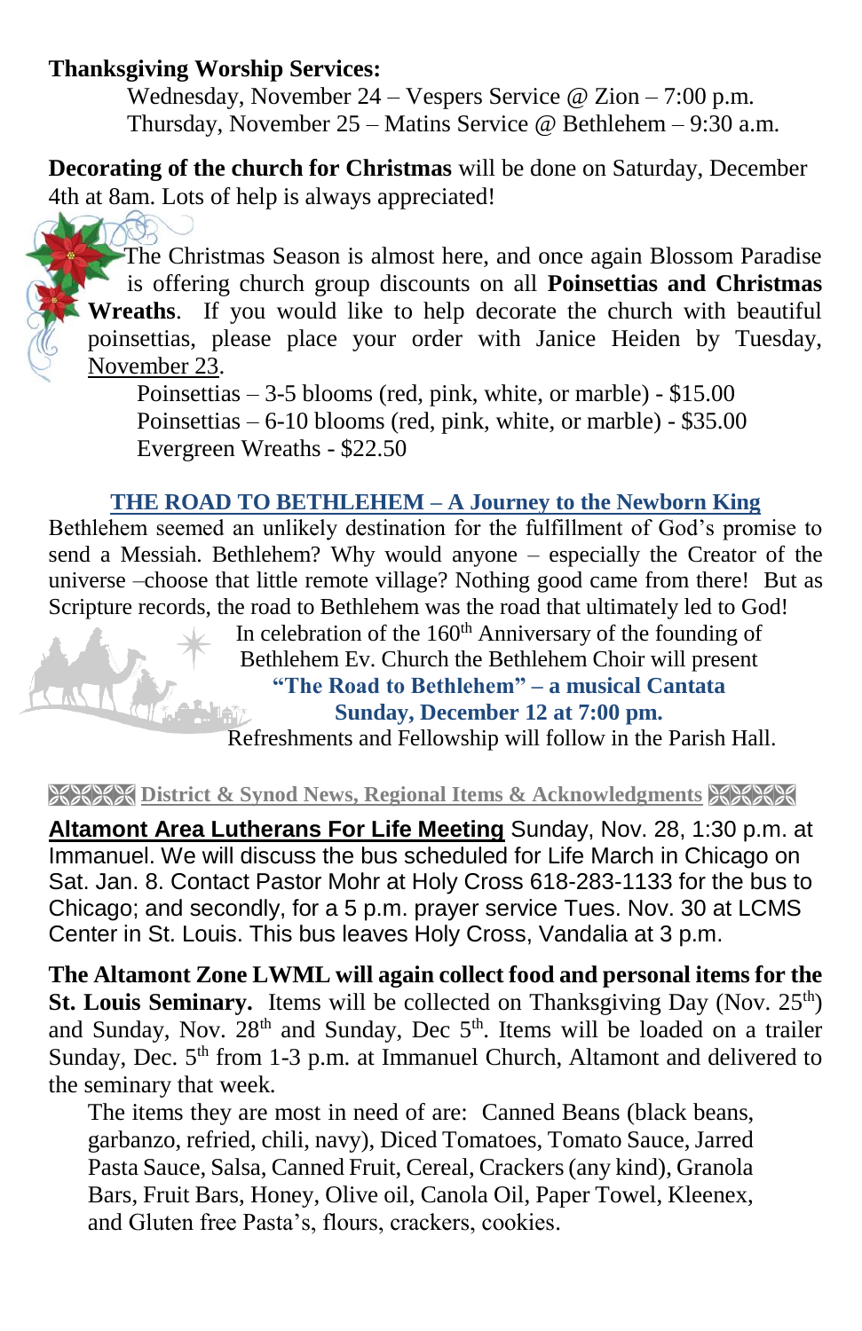**Thanksgiving Worship Services:**

Wednesday, November 24 – Vespers Service @ Zion – 7:00 p.m.
Thursday, November 25 – Matins Service @ Bethlehem – 9:30 a.m.

**Decorating of the church for Christmas** will be done on Saturday, December 4th at 8am. Lots of help is always appreciated!

The Christmas Season is almost here, and once again Blossom Paradise is offering church group discounts on all **Poinsettias and Christmas Wreaths**. If you would like to help decorate the church with beautiful poinsettias, please place your order with Janice Heiden by Tuesday, November 23.

Poinsettias – 3-5 blooms (red, pink, white, or marble) - $15.00
Poinsettias – 6-10 blooms (red, pink, white, or marble) - $35.00
Evergreen Wreaths - $22.50

## THE ROAD TO BETHLEHEM – A Journey to the Newborn King

Bethlehem seemed an unlikely destination for the fulfillment of God's promise to send a Messiah. Bethlehem? Why would anyone – especially the Creator of the universe –choose that little remote village? Nothing good came from there! But as Scripture records, the road to Bethlehem was the road that ultimately led to God!

In celebration of the 160th Anniversary of the founding of Bethlehem Ev. Church the Bethlehem Choir will present

**"The Road to Bethlehem" – a musical Cantata**

**Sunday, December 12 at 7:00 pm.**

Refreshments and Fellowship will follow in the Parish Hall.

## District & Synod News, Regional Items & Acknowledgments

**Altamont Area Lutherans For Life Meeting** Sunday, Nov. 28, 1:30 p.m. at Immanuel. We will discuss the bus scheduled for Life March in Chicago on Sat. Jan. 8. Contact Pastor Mohr at Holy Cross 618-283-1133 for the bus to Chicago; and secondly, for a 5 p.m. prayer service Tues. Nov. 30 at LCMS Center in St. Louis. This bus leaves Holy Cross, Vandalia at 3 p.m.

**The Altamont Zone LWML will again collect food and personal items for the St. Louis Seminary.** Items will be collected on Thanksgiving Day (Nov. 25th) and Sunday, Nov. 28th and Sunday, Dec 5th. Items will be loaded on a trailer Sunday, Dec. 5th from 1-3 p.m. at Immanuel Church, Altamont and delivered to the seminary that week.

The items they are most in need of are: Canned Beans (black beans, garbanzo, refried, chili, navy), Diced Tomatoes, Tomato Sauce, Jarred Pasta Sauce, Salsa, Canned Fruit, Cereal, Crackers (any kind), Granola Bars, Fruit Bars, Honey, Olive oil, Canola Oil, Paper Towel, Kleenex, and Gluten free Pasta's, flours, crackers, cookies.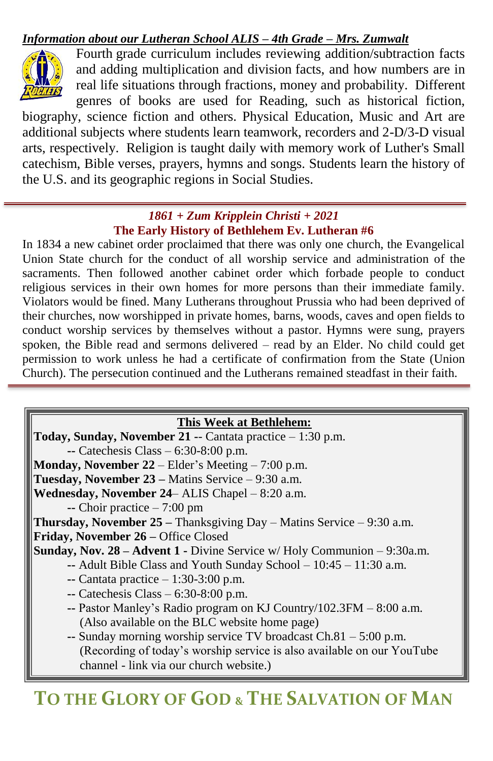***Information about our Lutheran School ALIS – 4th Grade – Mrs. Zumwalt***

Fourth grade curriculum includes reviewing addition/subtraction facts and adding multiplication and division facts, and how numbers are in real life situations through fractions, money and probability. Different genres of books are used for Reading, such as historical fiction, biography, science fiction and others. Physical Education, Music and Art are additional subjects where students learn teamwork, recorders and 2-D/3-D visual arts, respectively. Religion is taught daily with memory work of Luther's Small catechism, Bible verses, prayers, hymns and songs. Students learn the history of the U.S. and its geographic regions in Social Studies.

---

***1861 + Zum Kripplein Christi + 2021***

**The Early History of Bethlehem Ev. Lutheran #6**

In 1834 a new cabinet order proclaimed that there was only one church, the Evangelical Union State church for the conduct of all worship service and administration of the sacraments. Then followed another cabinet order which forbade people to conduct religious services in their own homes for more persons than their immediate family. Violators would be fined. Many Lutherans throughout Prussia who had been deprived of their churches, now worshipped in private homes, barns, woods, caves and open fields to conduct worship services by themselves without a pastor. Hymns were sung, prayers spoken, the Bible read and sermons delivered – read by an Elder. No child could get permission to work unless he had a certificate of confirmation from the State (Union Church). The persecution continued and the Lutherans remained steadfast in their faith.

---

**This Week at Bethlehem:**

**Today, Sunday, November 21 --** Cantata practice – 1:30 p.m.
-- Catechesis Class – 6:30-8:00 p.m.
**Monday, November 22** – Elder's Meeting – 7:00 p.m.
**Tuesday, November 23 –** Matins Service – 9:30 a.m.
**Wednesday, November 24**– ALIS Chapel – 8:20 a.m.
-- Choir practice – 7:00 pm
**Thursday, November 25 –** Thanksgiving Day – Matins Service – 9:30 a.m.
**Friday, November 26 –** Office Closed
**Sunday, Nov. 28 – Advent 1 -** Divine Service w/ Holy Communion – 9:30a.m.
-- Adult Bible Class and Youth Sunday School – 10:45 – 11:30 a.m.
-- Cantata practice – 1:30-3:00 p.m.
-- Catechesis Class – 6:30-8:00 p.m.
-- Pastor Manley's Radio program on KJ Country/102.3FM – 8:00 a.m. (Also available on the BLC website home page)
-- Sunday morning worship service TV broadcast Ch.81 – 5:00 p.m. (Recording of today's worship service is also available on our YouTube channel - link via our church website.)

**TO THE GLORY OF GOD & THE SALVATION OF MAN**